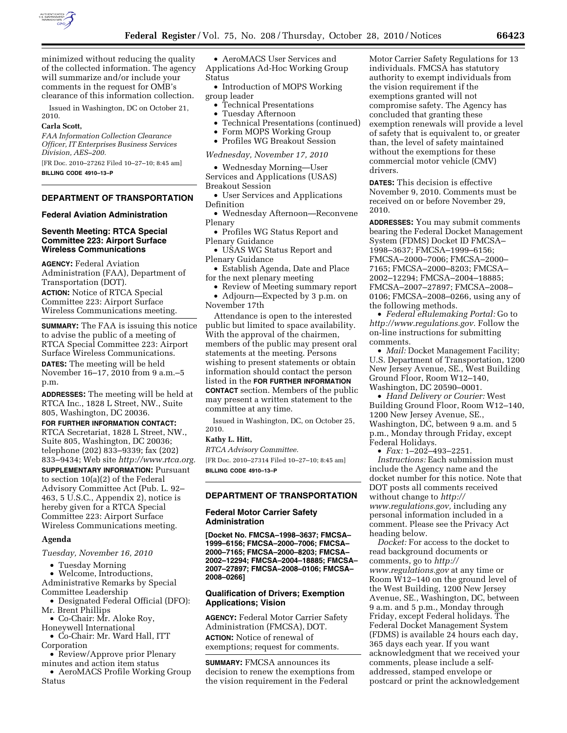minimized without reducing the quality of the collected information. The agency will summarize and/or include your comments in the request for OMB's clearance of this information collection.

Issued in Washington, DC on October 21, 2010.

**Carla Scott,**

*FAA Information Collection Clearance Officer, IT Enterprises Business Services Division, AES–200.*

[FR Doc. 2010–27262 Filed 10–27–10; 8:45 am]

**BILLING CODE 4910–13–P**

## DEPARTMENT OF TRANSPORTATION

### Federal Aviation Administration

### Seventh Meeting: RTCA Special Committee 223: Airport Surface Wireless Communications

**AGENCY:** Federal Aviation Administration (FAA), Department of Transportation (DOT).

**ACTION:** Notice of RTCA Special Committee 223: Airport Surface Wireless Communications meeting.

**SUMMARY:** The FAA is issuing this notice to advise the public of a meeting of RTCA Special Committee 223: Airport Surface Wireless Communications.

**DATES:** The meeting will be held November 16–17, 2010 from 9 a.m.–5 p.m.

**ADDRESSES:** The meeting will be held at RTCA Inc., 1828 L Street, NW., Suite 805, Washington, DC 20036.

**FOR FURTHER INFORMATION CONTACT:** RTCA Secretariat, 1828 L Street, NW., Suite 805, Washington, DC 20036; telephone (202) 833–9339; fax (202) 833–9434; Web site *http://www.rtca.org.*

**SUPPLEMENTARY INFORMATION:** Pursuant to section 10(a)(2) of the Federal Advisory Committee Act (Pub. L. 92–463, 5 U.S.C., Appendix 2), notice is hereby given for a RTCA Special Committee 223: Airport Surface Wireless Communications meeting.

#### Agenda

*Tuesday, November 16, 2010*

- Tuesday Morning
- Welcome, Introductions, Administrative Remarks by Special Committee Leadership
- Designated Federal Official (DFO): Mr. Brent Phillips
- Co-Chair: Mr. Aloke Roy, Honeywell International
- Co-Chair: Mr. Ward Hall, ITT Corporation
- Review/Approve prior Plenary minutes and action item status
- AeroMACS Profile Working Group Status
- AeroMACS User Services and Applications Ad-Hoc Working Group Status
- Introduction of MOPS Working group leader
- Technical Presentations
- Tuesday Afternoon
- Technical Presentations (continued)
- Form MOPS Working Group
- Profiles WG Breakout Session

*Wednesday, November 17, 2010*

- Wednesday Morning—User Services and Applications (USAS) Breakout Session
- User Services and Applications Definition
- Wednesday Afternoon—Reconvene Plenary
- Profiles WG Status Report and Plenary Guidance
- USAS WG Status Report and Plenary Guidance
- Establish Agenda, Date and Place for the next plenary meeting
- Review of Meeting summary report
- Adjourn—Expected by 3 p.m. on November 17th

Attendance is open to the interested public but limited to space availability. With the approval of the chairmen, members of the public may present oral statements at the meeting. Persons wishing to present statements or obtain information should contact the person listed in the **FOR FURTHER INFORMATION CONTACT** section. Members of the public may present a written statement to the committee at any time.

Issued in Washington, DC, on October 25, 2010.

**Kathy L. Hitt,**

*RTCA Advisory Committee.*

[FR Doc. 2010–27314 Filed 10–27–10; 8:45 am]

**BILLING CODE 4910–13–P**

## DEPARTMENT OF TRANSPORTATION

### Federal Motor Carrier Safety Administration

**[Docket No. FMCSA–1998–3637; FMCSA–1999–6156; FMCSA–2000–7006; FMCSA–2000–7165; FMCSA–2000–8203; FMCSA–2002–12294; FMCSA–2004–18885; FMCSA–2007–27897; FMCSA–2008–0106; FMCSA–2008–0266]**

### Qualification of Drivers; Exemption Applications; Vision

**AGENCY:** Federal Motor Carrier Safety Administration (FMCSA), DOT.

**ACTION:** Notice of renewal of exemptions; request for comments.

**SUMMARY:** FMCSA announces its decision to renew the exemptions from the vision requirement in the Federal Motor Carrier Safety Regulations for 13 individuals. FMCSA has statutory authority to exempt individuals from the vision requirement if the exemptions granted will not compromise safety. The Agency has concluded that granting these exemption renewals will provide a level of safety that is equivalent to, or greater than, the level of safety maintained without the exemptions for these commercial motor vehicle (CMV) drivers.

**DATES:** This decision is effective November 9, 2010. Comments must be received on or before November 29, 2010.

**ADDRESSES:** You may submit comments bearing the Federal Docket Management System (FDMS) Docket ID FMCSA–1998–3637; FMCSA–1999–6156; FMCSA–2000–7006; FMCSA–2000–7165; FMCSA–2000–8203; FMCSA–2002–12294; FMCSA–2004–18885; FMCSA–2007–27897; FMCSA–2008–0106; FMCSA–2008–0266, using any of the following methods.

- *Federal eRulemaking Portal:* Go to *http://www.regulations.gov.* Follow the on-line instructions for submitting comments.
- *Mail:* Docket Management Facility; U.S. Department of Transportation, 1200 New Jersey Avenue, SE., West Building Ground Floor, Room W12–140, Washington, DC 20590–0001.
- *Hand Delivery or Courier:* West Building Ground Floor, Room W12–140, 1200 New Jersey Avenue, SE., Washington, DC, between 9 a.m. and 5 p.m., Monday through Friday, except Federal Holidays.
- *Fax:* 1–202–493–2251.

*Instructions:* Each submission must include the Agency name and the docket number for this notice. Note that DOT posts all comments received without change to *http://www.regulations.gov,* including any personal information included in a comment. Please see the Privacy Act heading below.

*Docket:* For access to the docket to read background documents or comments, go to *http://www.regulations.gov* at any time or Room W12–140 on the ground level of the West Building, 1200 New Jersey Avenue, SE., Washington, DC, between 9 a.m. and 5 p.m., Monday through Friday, except Federal holidays. The Federal Docket Management System (FDMS) is available 24 hours each day, 365 days each year. If you want acknowledgment that we received your comments, please include a self-addressed, stamped envelope or postcard or print the acknowledgement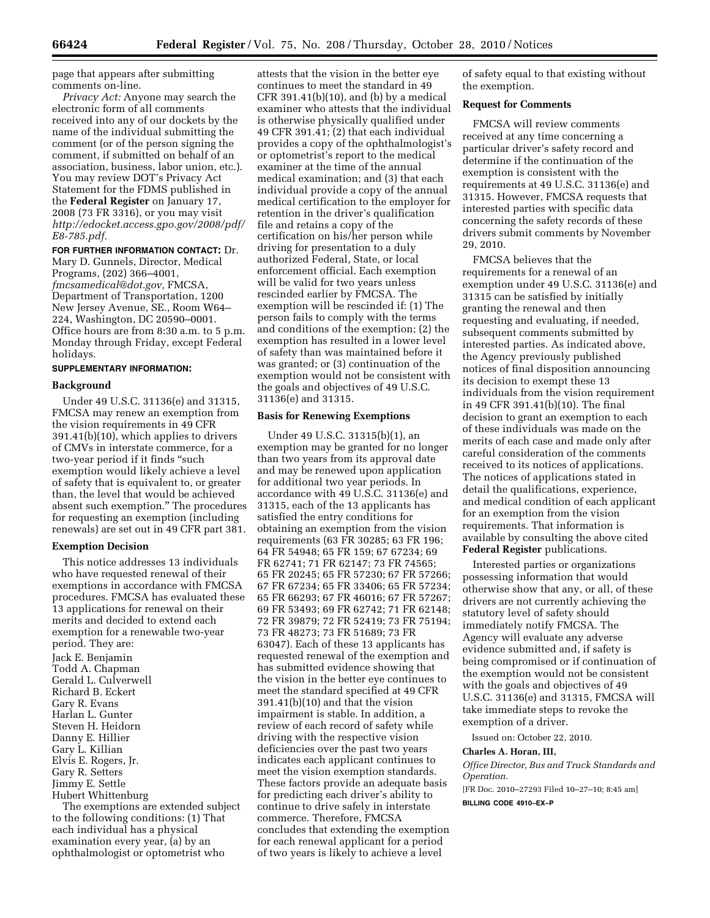page that appears after submitting comments on-line.

*Privacy Act:* Anyone may search the electronic form of all comments received into any of our dockets by the name of the individual submitting the comment (or of the person signing the comment, if submitted on behalf of an association, business, labor union, etc.). You may review DOT's Privacy Act Statement for the FDMS published in the **Federal Register** on January 17, 2008 (73 FR 3316), or you may visit *http://edocket.access.gpo.gov/2008/pdf/E8-785.pdf.*

**FOR FURTHER INFORMATION CONTACT:** Dr. Mary D. Gunnels, Director, Medical Programs, (202) 366–4001, *fmcsamedical@dot.gov,* FMCSA, Department of Transportation, 1200 New Jersey Avenue, SE., Room W64–224, Washington, DC 20590–0001. Office hours are from 8:30 a.m. to 5 p.m. Monday through Friday, except Federal holidays.

**SUPPLEMENTARY INFORMATION:**

### Background

Under 49 U.S.C. 31136(e) and 31315, FMCSA may renew an exemption from the vision requirements in 49 CFR 391.41(b)(10), which applies to drivers of CMVs in interstate commerce, for a two-year period if it finds "such exemption would likely achieve a level of safety that is equivalent to, or greater than, the level that would be achieved absent such exemption." The procedures for requesting an exemption (including renewals) are set out in 49 CFR part 381.

### Exemption Decision

This notice addresses 13 individuals who have requested renewal of their exemptions in accordance with FMCSA procedures. FMCSA has evaluated these 13 applications for renewal on their merits and decided to extend each exemption for a renewable two-year period. They are:

Jack E. Benjamin
Todd A. Chapman
Gerald L. Culverwell
Richard B. Eckert
Gary R. Evans
Harlan L. Gunter
Steven H. Heidorn
Danny E. Hillier
Gary L. Killian
Elvis E. Rogers, Jr.
Gary R. Setters
Jimmy E. Settle
Hubert Whittenburg

The exemptions are extended subject to the following conditions: (1) That each individual has a physical examination every year, (a) by an ophthalmologist or optometrist who attests that the vision in the better eye continues to meet the standard in 49 CFR 391.41(b)(10), and (b) by a medical examiner who attests that the individual is otherwise physically qualified under 49 CFR 391.41; (2) that each individual provides a copy of the ophthalmologist's or optometrist's report to the medical examiner at the time of the annual medical examination; and (3) that each individual provide a copy of the annual medical certification to the employer for retention in the driver's qualification file and retains a copy of the certification on his/her person while driving for presentation to a duly authorized Federal, State, or local enforcement official. Each exemption will be valid for two years unless rescinded earlier by FMCSA. The exemption will be rescinded if: (1) The person fails to comply with the terms and conditions of the exemption; (2) the exemption has resulted in a lower level of safety than was maintained before it was granted; or (3) continuation of the exemption would not be consistent with the goals and objectives of 49 U.S.C. 31136(e) and 31315.

### Basis for Renewing Exemptions

Under 49 U.S.C. 31315(b)(1), an exemption may be granted for no longer than two years from its approval date and may be renewed upon application for additional two year periods. In accordance with 49 U.S.C. 31136(e) and 31315, each of the 13 applicants has satisfied the entry conditions for obtaining an exemption from the vision requirements (63 FR 30285; 63 FR 196; 64 FR 54948; 65 FR 159; 67 67234; 69 FR 62741; 71 FR 62147; 73 FR 74565; 65 FR 20245; 65 FR 57230; 67 FR 57266; 67 FR 67234; 65 FR 33406; 65 FR 57234; 65 FR 66293; 67 FR 46016; 67 FR 57267; 69 FR 53493; 69 FR 62742; 71 FR 62148; 72 FR 39879; 72 FR 52419; 73 FR 75194; 73 FR 48273; 73 FR 51689; 73 FR 63047). Each of these 13 applicants has requested renewal of the exemption and has submitted evidence showing that the vision in the better eye continues to meet the standard specified at 49 CFR 391.41(b)(10) and that the vision impairment is stable. In addition, a review of each record of safety while driving with the respective vision deficiencies over the past two years indicates each applicant continues to meet the vision exemption standards. These factors provide an adequate basis for predicting each driver's ability to continue to drive safely in interstate commerce. Therefore, FMCSA concludes that extending the exemption for each renewal applicant for a period of two years is likely to achieve a level of safety equal to that existing without the exemption.

### Request for Comments

FMCSA will review comments received at any time concerning a particular driver's safety record and determine if the continuation of the exemption is consistent with the requirements at 49 U.S.C. 31136(e) and 31315. However, FMCSA requests that interested parties with specific data concerning the safety records of these drivers submit comments by November 29, 2010.

FMCSA believes that the requirements for a renewal of an exemption under 49 U.S.C. 31136(e) and 31315 can be satisfied by initially granting the renewal and then requesting and evaluating, if needed, subsequent comments submitted by interested parties. As indicated above, the Agency previously published notices of final disposition announcing its decision to exempt these 13 individuals from the vision requirement in 49 CFR 391.41(b)(10). The final decision to grant an exemption to each of these individuals was made on the merits of each case and made only after careful consideration of the comments received to its notices of applications. The notices of applications stated in detail the qualifications, experience, and medical condition of each applicant for an exemption from the vision requirements. That information is available by consulting the above cited **Federal Register** publications.

Interested parties or organizations possessing information that would otherwise show that any, or all, of these drivers are not currently achieving the statutory level of safety should immediately notify FMCSA. The Agency will evaluate any adverse evidence submitted and, if safety is being compromised or if continuation of the exemption would not be consistent with the goals and objectives of 49 U.S.C. 31136(e) and 31315, FMCSA will take immediate steps to revoke the exemption of a driver.

Issued on: October 22, 2010.

**Charles A. Horan, III,**

*Office Director, Bus and Truck Standards and Operation.*

[FR Doc. 2010–27293 Filed 10–27–10; 8:45 am]

**BILLING CODE 4910–EX–P**